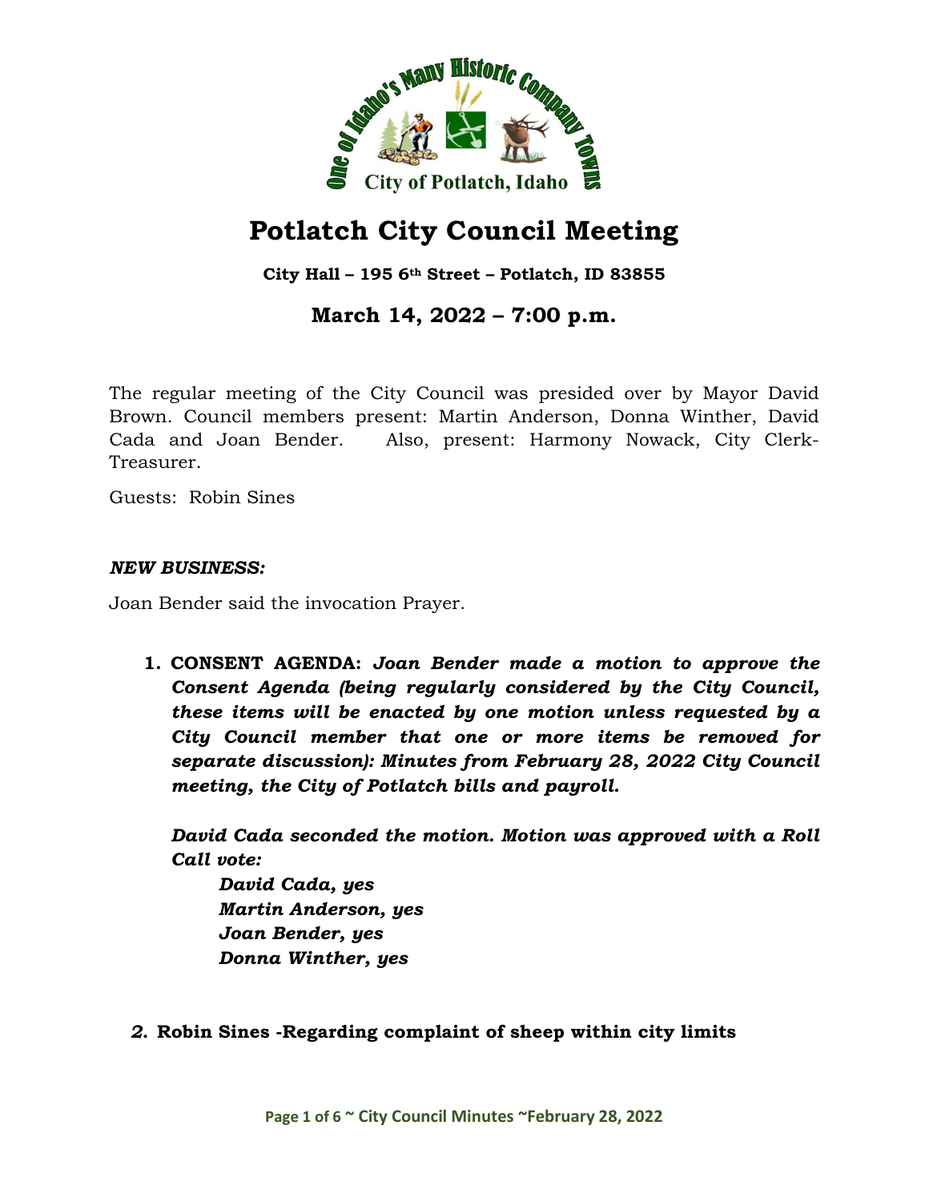# Potlatch City Council Meeting

**City Hall – 195 6th Street – Potlatch, ID 83855**

## March 14, 2022 – 7:00 p.m.

The regular meeting of the City Council was presided over by Mayor David Brown. Council members present: Martin Anderson, Donna Winther, David Cada and Joan Bender. Also, present: Harmony Nowack, City Clerk-Treasurer.

Guests: Robin Sines

***NEW BUSINESS:***

Joan Bender said the invocation Prayer.

1. **CONSENT AGENDA:** ***Joan Bender made a motion to approve the Consent Agenda (being regularly considered by the City Council, these items will be enacted by one motion unless requested by a City Council member that one or more items be removed for separate discussion): Minutes from February 28, 2022 City Council meeting, the City of Potlatch bills and payroll.***

   ***David Cada seconded the motion. Motion was approved with a Roll Call vote:***

   ***David Cada, yes***
   ***Martin Anderson, yes***
   ***Joan Bender, yes***
   ***Donna Winther, yes***

2. **Robin Sines -Regarding complaint of sheep within city limits**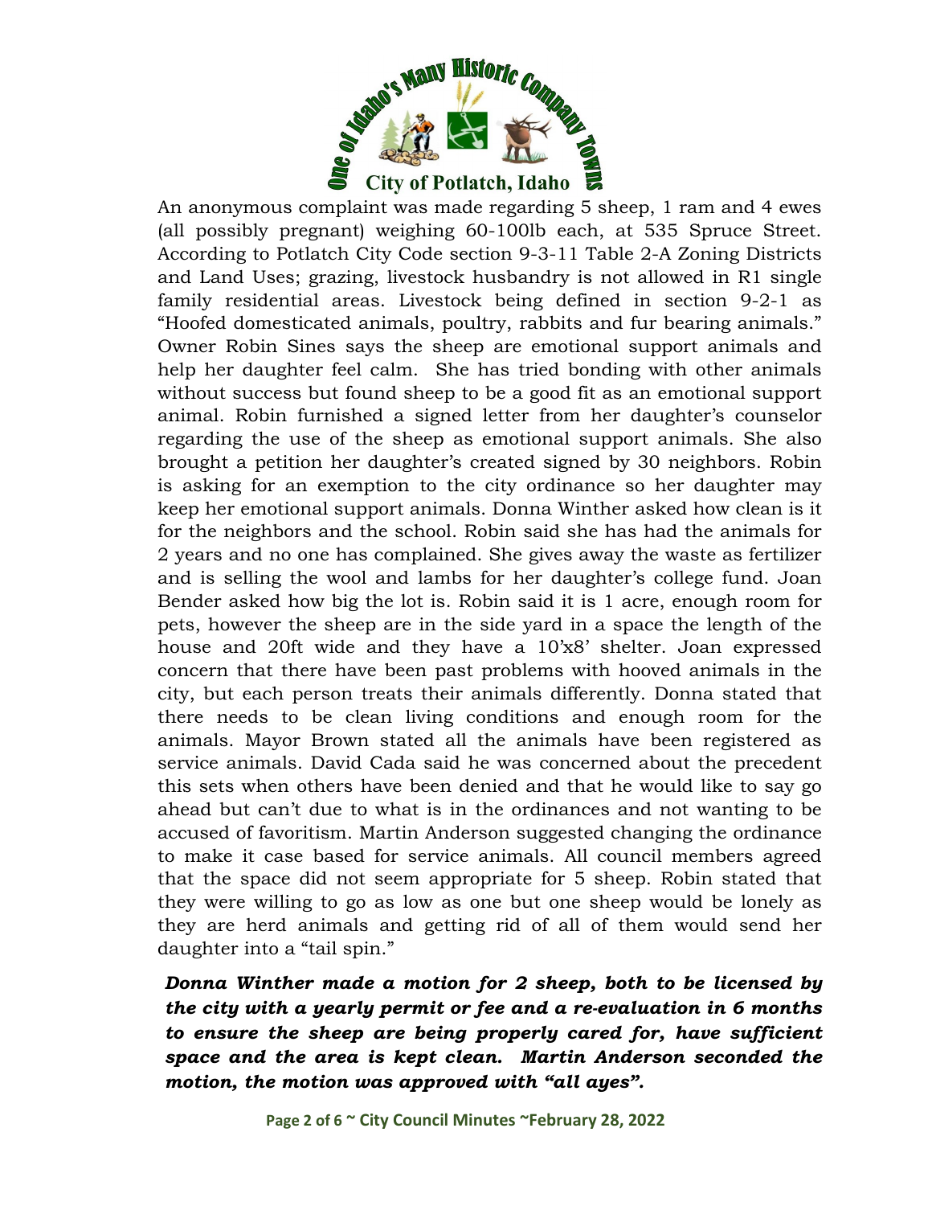An anonymous complaint was made regarding 5 sheep, 1 ram and 4 ewes (all possibly pregnant) weighing 60-100lb each, at 535 Spruce Street. According to Potlatch City Code section 9-3-11 Table 2-A Zoning Districts and Land Uses; grazing, livestock husbandry is not allowed in R1 single family residential areas. Livestock being defined in section 9-2-1 as "Hoofed domesticated animals, poultry, rabbits and fur bearing animals." Owner Robin Sines says the sheep are emotional support animals and help her daughter feel calm. She has tried bonding with other animals without success but found sheep to be a good fit as an emotional support animal. Robin furnished a signed letter from her daughter's counselor regarding the use of the sheep as emotional support animals. She also brought a petition her daughter's created signed by 30 neighbors. Robin is asking for an exemption to the city ordinance so her daughter may keep her emotional support animals. Donna Winther asked how clean is it for the neighbors and the school. Robin said she has had the animals for 2 years and no one has complained. She gives away the waste as fertilizer and is selling the wool and lambs for her daughter's college fund. Joan Bender asked how big the lot is. Robin said it is 1 acre, enough room for pets, however the sheep are in the side yard in a space the length of the house and 20ft wide and they have a 10'x8' shelter. Joan expressed concern that there have been past problems with hooved animals in the city, but each person treats their animals differently. Donna stated that there needs to be clean living conditions and enough room for the animals. Mayor Brown stated all the animals have been registered as service animals. David Cada said he was concerned about the precedent this sets when others have been denied and that he would like to say go ahead but can't due to what is in the ordinances and not wanting to be accused of favoritism. Martin Anderson suggested changing the ordinance to make it case based for service animals. All council members agreed that the space did not seem appropriate for 5 sheep. Robin stated that they were willing to go as low as one but one sheep would be lonely as they are herd animals and getting rid of all of them would send her daughter into a "tail spin."

***Donna Winther made a motion for 2 sheep, both to be licensed by the city with a yearly permit or fee and a re-evaluation in 6 months to ensure the sheep are being properly cared for, have sufficient space and the area is kept clean. Martin Anderson seconded the motion, the motion was approved with "all ayes".***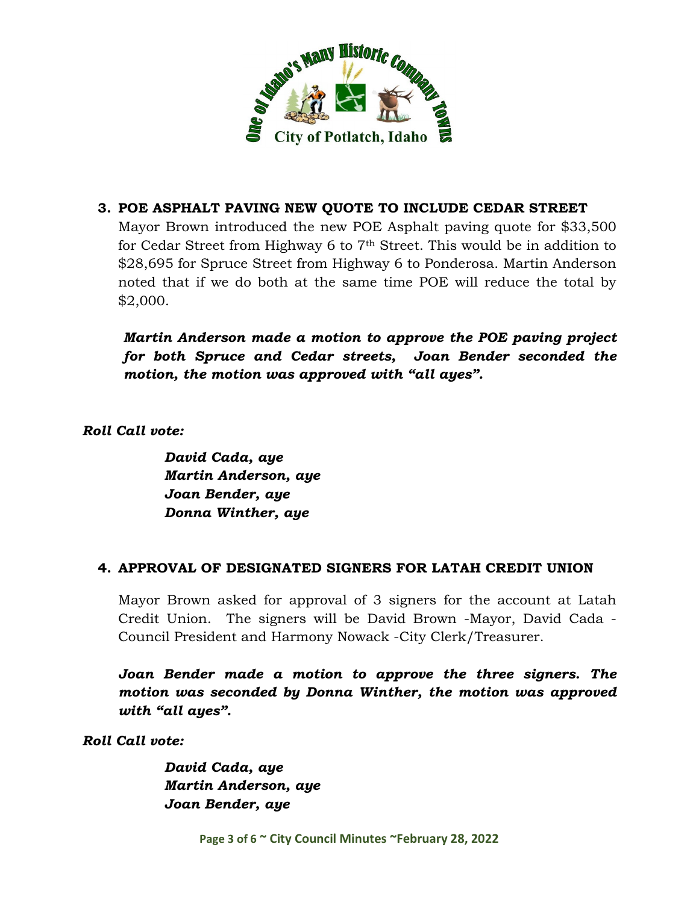### 3. POE ASPHALT PAVING NEW QUOTE TO INCLUDE CEDAR STREET

Mayor Brown introduced the new POE Asphalt paving quote for $33,500 for Cedar Street from Highway 6 to 7th Street. This would be in addition to $28,695 for Spruce Street from Highway 6 to Ponderosa. Martin Anderson noted that if we do both at the same time POE will reduce the total by $2,000.

***Martin Anderson made a motion to approve the POE paving project for both Spruce and Cedar streets, Joan Bender seconded the motion, the motion was approved with "all ayes".***

***Roll Call vote:***

***David Cada, aye***
***Martin Anderson, aye***
***Joan Bender, aye***
***Donna Winther, aye***

### 4. APPROVAL OF DESIGNATED SIGNERS FOR LATAH CREDIT UNION

Mayor Brown asked for approval of 3 signers for the account at Latah Credit Union. The signers will be David Brown -Mayor, David Cada - Council President and Harmony Nowack -City Clerk/Treasurer.

***Joan Bender made a motion to approve the three signers. The motion was seconded by Donna Winther, the motion was approved with "all ayes".***

***Roll Call vote:***

***David Cada, aye***
***Martin Anderson, aye***
***Joan Bender, aye***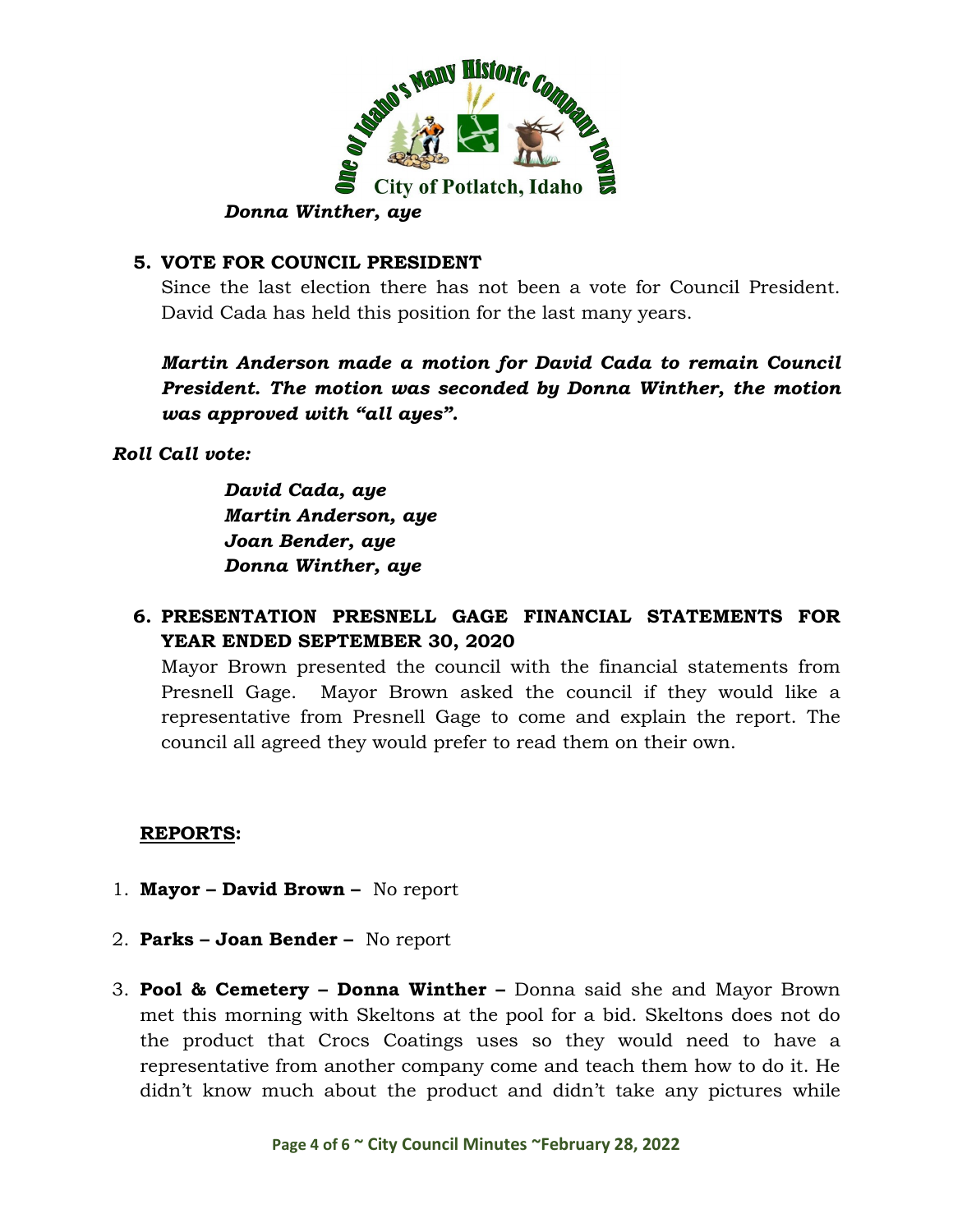*Donna Winther, aye*

**5. VOTE FOR COUNCIL PRESIDENT**

Since the last election there has not been a vote for Council President. David Cada has held this position for the last many years.

***Martin Anderson made a motion for David Cada to remain Council President. The motion was seconded by Donna Winther, the motion was approved with "all ayes".***

***Roll Call vote:***

*David Cada, aye*
*Martin Anderson, aye*
*Joan Bender, aye*
*Donna Winther, aye*

**6. PRESENTATION PRESNELL GAGE FINANCIAL STATEMENTS FOR YEAR ENDED SEPTEMBER 30, 2020**

Mayor Brown presented the council with the financial statements from Presnell Gage. Mayor Brown asked the council if they would like a representative from Presnell Gage to come and explain the report. The council all agreed they would prefer to read them on their own.

**REPORTS:**

1. **Mayor – David Brown –** No report
2. **Parks – Joan Bender –** No report
3. **Pool & Cemetery – Donna Winther –** Donna said she and Mayor Brown met this morning with Skeltons at the pool for a bid. Skeltons does not do the product that Crocs Coatings uses so they would need to have a representative from another company come and teach them how to do it. He didn't know much about the product and didn't take any pictures while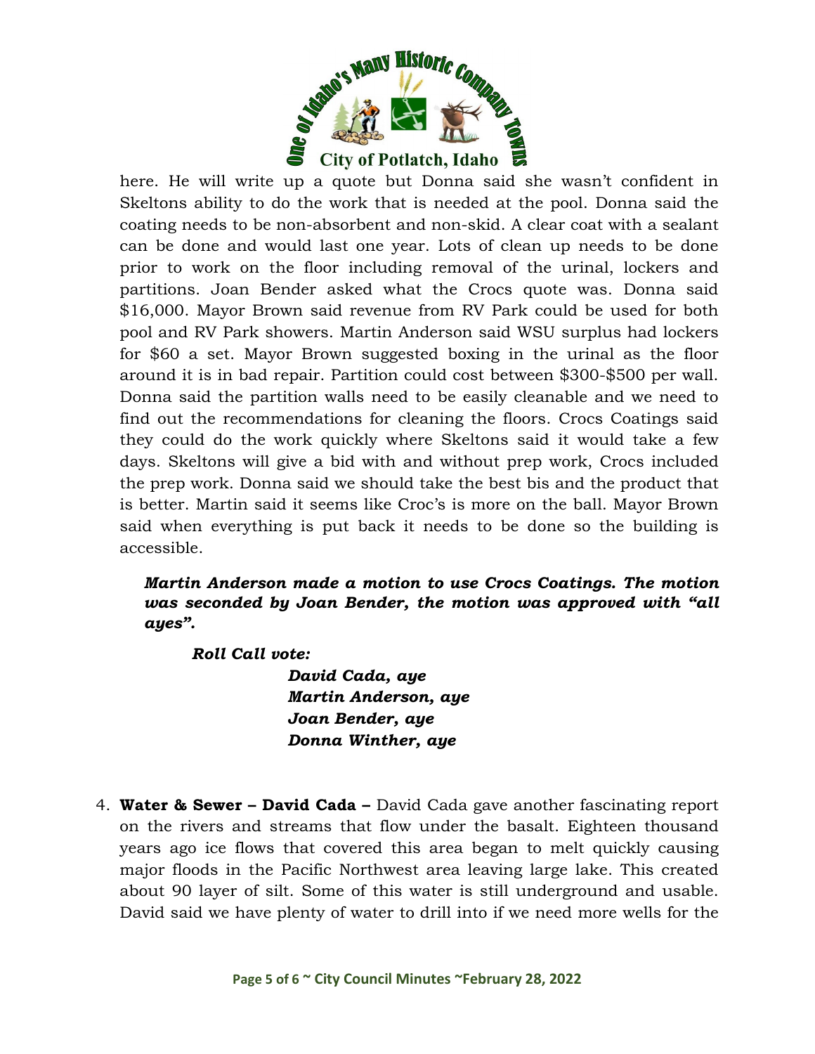here. He will write up a quote but Donna said she wasn't confident in Skeltons ability to do the work that is needed at the pool. Donna said the coating needs to be non-absorbent and non-skid. A clear coat with a sealant can be done and would last one year. Lots of clean up needs to be done prior to work on the floor including removal of the urinal, lockers and partitions. Joan Bender asked what the Crocs quote was. Donna said $16,000. Mayor Brown said revenue from RV Park could be used for both pool and RV Park showers. Martin Anderson said WSU surplus had lockers for $60 a set. Mayor Brown suggested boxing in the urinal as the floor around it is in bad repair. Partition could cost between $300-$500 per wall. Donna said the partition walls need to be easily cleanable and we need to find out the recommendations for cleaning the floors. Crocs Coatings said they could do the work quickly where Skeltons said it would take a few days. Skeltons will give a bid with and without prep work, Crocs included the prep work. Donna said we should take the best bis and the product that is better. Martin said it seems like Croc's is more on the ball. Mayor Brown said when everything is put back it needs to be done so the building is accessible.

***Martin Anderson made a motion to use Crocs Coatings. The motion was seconded by Joan Bender, the motion was approved with "all ayes".***

***Roll Call vote:***

***David Cada, aye***
***Martin Anderson, aye***
***Joan Bender, aye***
***Donna Winther, aye***

4. **Water & Sewer – David Cada –** David Cada gave another fascinating report on the rivers and streams that flow under the basalt. Eighteen thousand years ago ice flows that covered this area began to melt quickly causing major floods in the Pacific Northwest area leaving large lake. This created about 90 layer of silt. Some of this water is still underground and usable. David said we have plenty of water to drill into if we need more wells for the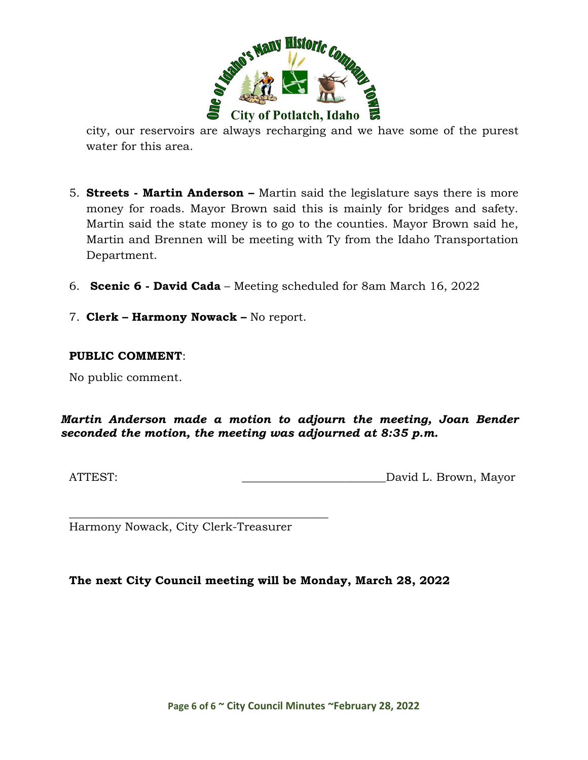city, our reservoirs are always recharging and we have some of the purest water for this area.

5. **Streets - Martin Anderson –** Martin said the legislature says there is more money for roads. Mayor Brown said this is mainly for bridges and safety. Martin said the state money is to go to the counties. Mayor Brown said he, Martin and Brennen will be meeting with Ty from the Idaho Transportation Department.

6. **Scenic 6 - David Cada** – Meeting scheduled for 8am March 16, 2022

7. **Clerk – Harmony Nowack –** No report.

**PUBLIC COMMENT**:

No public comment.

***Martin Anderson made a motion to adjourn the meeting, Joan Bender seconded the motion, the meeting was adjourned at 8:35 p.m.***

ATTEST: ________________________David L. Brown, Mayor

______________________________________________
Harmony Nowack, City Clerk-Treasurer

**The next City Council meeting will be Monday, March 28, 2022**